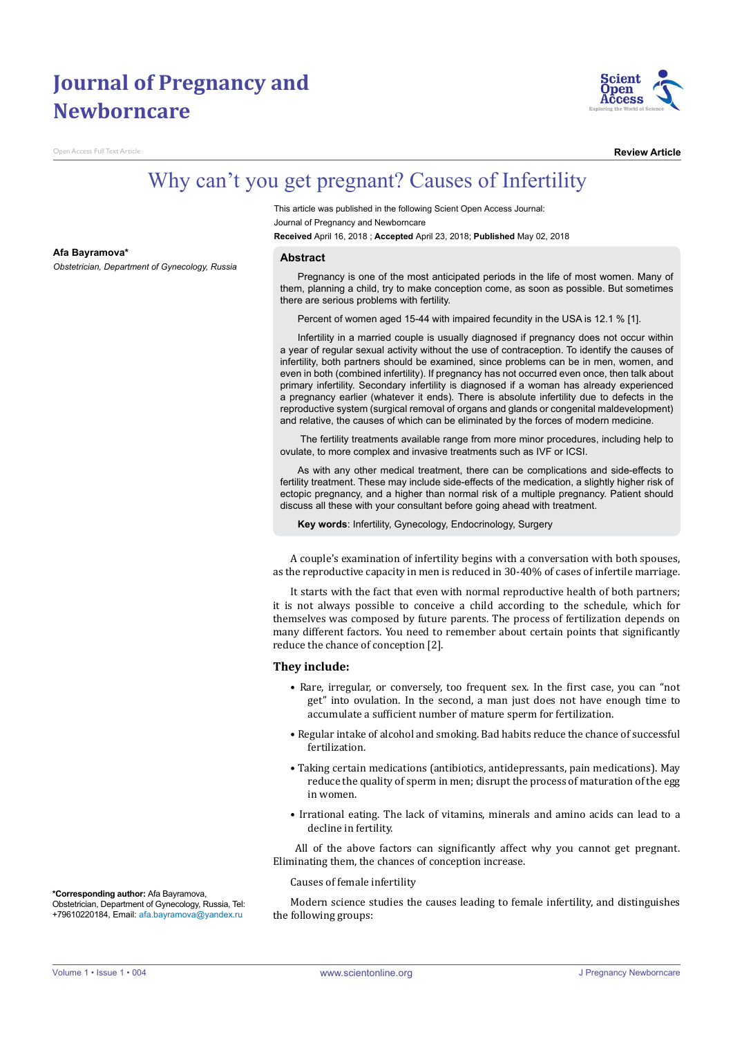# Journal of Pregnancy and Newborncare

Open Access Full Text Article

**Review Article**

# Why can't you get pregnant? Causes of Infertility

This article was published in the following Scient Open Access Journal:
Journal of Pregnancy and Newborncare
**Received** April 16, 2018 ; **Accepted** April 23, 2018; **Published** May 02, 2018

**Afa Bayramova***
*Obstetrician, Department of Gynecology, Russia*

## Abstract

Pregnancy is one of the most anticipated periods in the life of most women. Many of them, planning a child, try to make conception come, as soon as possible. But sometimes there are serious problems with fertility.

Percent of women aged 15-44 with impaired fecundity in the USA is 12.1 % [1].

Infertility in a married couple is usually diagnosed if pregnancy does not occur within a year of regular sexual activity without the use of contraception. To identify the causes of infertility, both partners should be examined, since problems can be in men, women, and even in both (combined infertility). If pregnancy has not occurred even once, then talk about primary infertility. Secondary infertility is diagnosed if a woman has already experienced a pregnancy earlier (whatever it ends). There is absolute infertility due to defects in the reproductive system (surgical removal of organs and glands or congenital maldevelopment) and relative, the causes of which can be eliminated by the forces of modern medicine.

The fertility treatments available range from more minor procedures, including help to ovulate, to more complex and invasive treatments such as IVF or ICSI.

As with any other medical treatment, there can be complications and side-effects to fertility treatment. These may include side-effects of the medication, a slightly higher risk of ectopic pregnancy, and a higher than normal risk of a multiple pregnancy. Patient should discuss all these with your consultant before going ahead with treatment.

**Key words**: Infertility, Gynecology, Endocrinology, Surgery

A couple's examination of infertility begins with a conversation with both spouses, as the reproductive capacity in men is reduced in 30-40% of cases of infertile marriage.

It starts with the fact that even with normal reproductive health of both partners; it is not always possible to conceive a child according to the schedule, which for themselves was composed by future parents. The process of fertilization depends on many different factors. You need to remember about certain points that significantly reduce the chance of conception [2].

### They include:

- Rare, irregular, or conversely, too frequent sex. In the first case, you can "not get" into ovulation. In the second, a man just does not have enough time to accumulate a sufficient number of mature sperm for fertilization.
- Regular intake of alcohol and smoking. Bad habits reduce the chance of successful fertilization.
- Taking certain medications (antibiotics, antidepressants, pain medications). May reduce the quality of sperm in men; disrupt the process of maturation of the egg in women.
- Irrational eating. The lack of vitamins, minerals and amino acids can lead to a decline in fertility.

All of the above factors can significantly affect why you cannot get pregnant. Eliminating them, the chances of conception increase.

Causes of female infertility

Modern science studies the causes leading to female infertility, and distinguishes the following groups:

***Corresponding author:** Afa Bayramova, Obstetrician, Department of Gynecology, Russia, Tel: +79610220184, Email: afa.bayramova@yandex.ru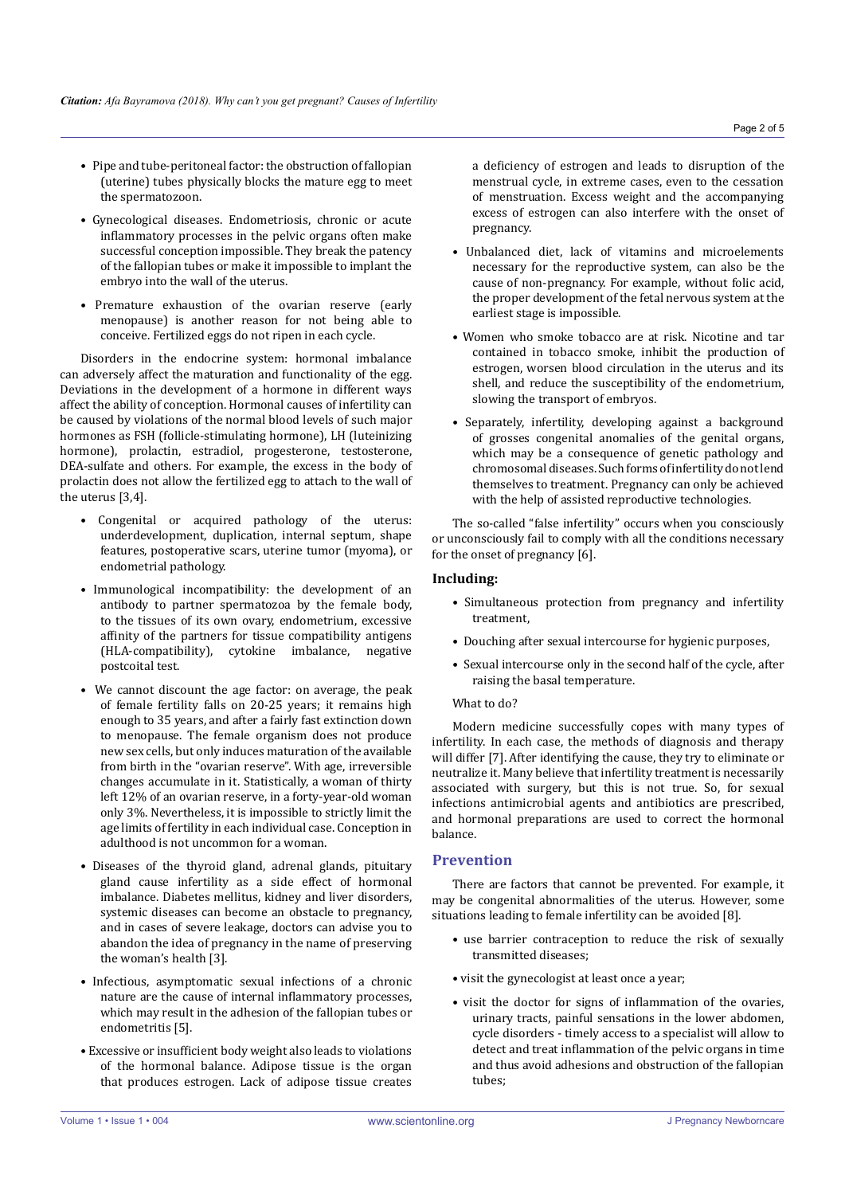- Pipe and tube-peritoneal factor: the obstruction of fallopian (uterine) tubes physically blocks the mature egg to meet the spermatozoon.
- Gynecological diseases. Endometriosis, chronic or acute inflammatory processes in the pelvic organs often make successful conception impossible. They break the patency of the fallopian tubes or make it impossible to implant the embryo into the wall of the uterus.
- Premature exhaustion of the ovarian reserve (early menopause) is another reason for not being able to conceive. Fertilized eggs do not ripen in each cycle.

Disorders in the endocrine system: hormonal imbalance can adversely affect the maturation and functionality of the egg. Deviations in the development of a hormone in different ways affect the ability of conception. Hormonal causes of infertility can be caused by violations of the normal blood levels of such major hormones as FSH (follicle-stimulating hormone), LH (luteinizing hormone), prolactin, estradiol, progesterone, testosterone, DEA-sulfate and others. For example, the excess in the body of prolactin does not allow the fertilized egg to attach to the wall of the uterus [3,4].

- Congenital or acquired pathology of the uterus: underdevelopment, duplication, internal septum, shape features, postoperative scars, uterine tumor (myoma), or endometrial pathology.
- Immunological incompatibility: the development of an antibody to partner spermatozoa by the female body, to the tissues of its own ovary, endometrium, excessive affinity of the partners for tissue compatibility antigens (HLA-compatibility), cytokine imbalance, negative postcoital test.
- We cannot discount the age factor: on average, the peak of female fertility falls on 20-25 years; it remains high enough to 35 years, and after a fairly fast extinction down to menopause. The female organism does not produce new sex cells, but only induces maturation of the available from birth in the "ovarian reserve". With age, irreversible changes accumulate in it. Statistically, a woman of thirty left 12% of an ovarian reserve, in a forty-year-old woman only 3%. Nevertheless, it is impossible to strictly limit the age limits of fertility in each individual case. Conception in adulthood is not uncommon for a woman.
- Diseases of the thyroid gland, adrenal glands, pituitary gland cause infertility as a side effect of hormonal imbalance. Diabetes mellitus, kidney and liver disorders, systemic diseases can become an obstacle to pregnancy, and in cases of severe leakage, doctors can advise you to abandon the idea of pregnancy in the name of preserving the woman's health [3].
- Infectious, asymptomatic sexual infections of a chronic nature are the cause of internal inflammatory processes, which may result in the adhesion of the fallopian tubes or endometritis [5].
- Excessive or insufficient body weight also leads to violations of the hormonal balance. Adipose tissue is the organ that produces estrogen. Lack of adipose tissue creates a deficiency of estrogen and leads to disruption of the menstrual cycle, in extreme cases, even to the cessation of menstruation. Excess weight and the accompanying excess of estrogen can also interfere with the onset of pregnancy.
- Unbalanced diet, lack of vitamins and microelements necessary for the reproductive system, can also be the cause of non-pregnancy. For example, without folic acid, the proper development of the fetal nervous system at the earliest stage is impossible.
- Women who smoke tobacco are at risk. Nicotine and tar contained in tobacco smoke, inhibit the production of estrogen, worsen blood circulation in the uterus and its shell, and reduce the susceptibility of the endometrium, slowing the transport of embryos.
- Separately, infertility, developing against a background of grosses congenital anomalies of the genital organs, which may be a consequence of genetic pathology and chromosomal diseases. Such forms of infertility do not lend themselves to treatment. Pregnancy can only be achieved with the help of assisted reproductive technologies.

The so-called "false infertility" occurs when you consciously or unconsciously fail to comply with all the conditions necessary for the onset of pregnancy [6].

**Including:**

- Simultaneous protection from pregnancy and infertility treatment,
- Douching after sexual intercourse for hygienic purposes,
- Sexual intercourse only in the second half of the cycle, after raising the basal temperature.

What to do?

Modern medicine successfully copes with many types of infertility. In each case, the methods of diagnosis and therapy will differ [7]. After identifying the cause, they try to eliminate or neutralize it. Many believe that infertility treatment is necessarily associated with surgery, but this is not true. So, for sexual infections antimicrobial agents and antibiotics are prescribed, and hormonal preparations are used to correct the hormonal balance.

## Prevention

There are factors that cannot be prevented. For example, it may be congenital abnormalities of the uterus. However, some situations leading to female infertility can be avoided [8].

- use barrier contraception to reduce the risk of sexually transmitted diseases;
- visit the gynecologist at least once a year;
- visit the doctor for signs of inflammation of the ovaries, urinary tracts, painful sensations in the lower abdomen, cycle disorders - timely access to a specialist will allow to detect and treat inflammation of the pelvic organs in time and thus avoid adhesions and obstruction of the fallopian tubes;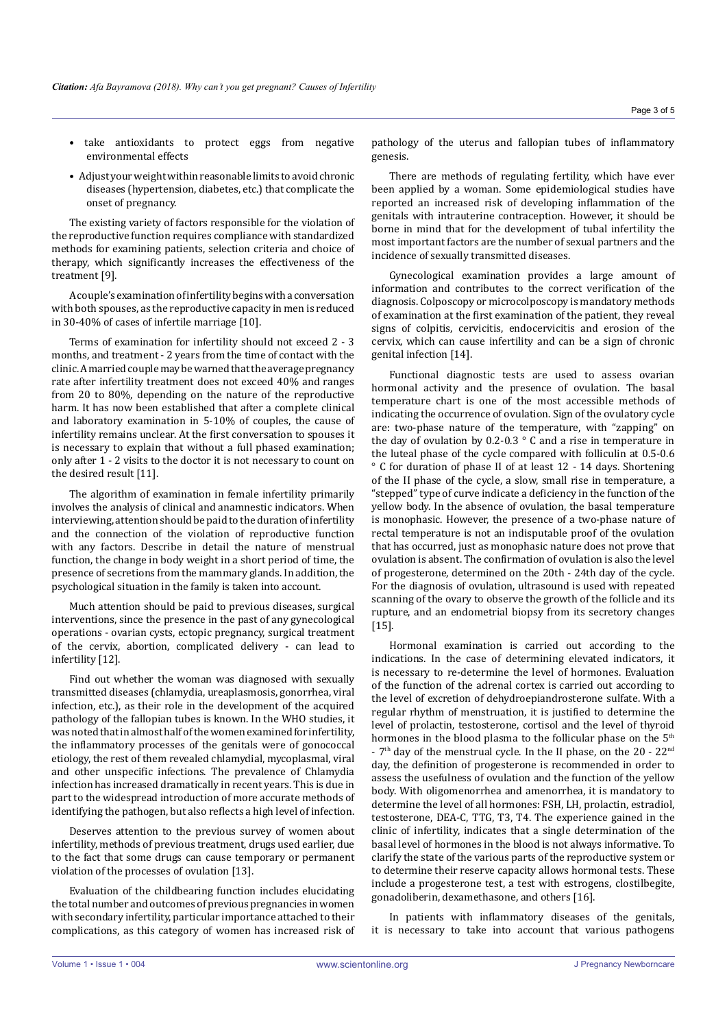- take antioxidants to protect eggs from negative environmental effects
- Adjust your weight within reasonable limits to avoid chronic diseases (hypertension, diabetes, etc.) that complicate the onset of pregnancy.

The existing variety of factors responsible for the violation of the reproductive function requires compliance with standardized methods for examining patients, selection criteria and choice of therapy, which significantly increases the effectiveness of the treatment [9].

A couple's examination of infertility begins with a conversation with both spouses, as the reproductive capacity in men is reduced in 30-40% of cases of infertile marriage [10].

Terms of examination for infertility should not exceed 2 - 3 months, and treatment - 2 years from the time of contact with the clinic. A married couple may be warned that the average pregnancy rate after infertility treatment does not exceed 40% and ranges from 20 to 80%, depending on the nature of the reproductive harm. It has now been established that after a complete clinical and laboratory examination in 5-10% of couples, the cause of infertility remains unclear. At the first conversation to spouses it is necessary to explain that without a full phased examination; only after 1 - 2 visits to the doctor it is not necessary to count on the desired result [11].

The algorithm of examination in female infertility primarily involves the analysis of clinical and anamnestic indicators. When interviewing, attention should be paid to the duration of infertility and the connection of the violation of reproductive function with any factors. Describe in detail the nature of menstrual function, the change in body weight in a short period of time, the presence of secretions from the mammary glands. In addition, the psychological situation in the family is taken into account.

Much attention should be paid to previous diseases, surgical interventions, since the presence in the past of any gynecological operations - ovarian cysts, ectopic pregnancy, surgical treatment of the cervix, abortion, complicated delivery - can lead to infertility [12].

Find out whether the woman was diagnosed with sexually transmitted diseases (chlamydia, ureaplasmosis, gonorrhea, viral infection, etc.), as their role in the development of the acquired pathology of the fallopian tubes is known. In the WHO studies, it was noted that in almost half of the women examined for infertility, the inflammatory processes of the genitals were of gonococcal etiology, the rest of them revealed chlamydial, mycoplasmal, viral and other unspecific infections. The prevalence of Chlamydia infection has increased dramatically in recent years. This is due in part to the widespread introduction of more accurate methods of identifying the pathogen, but also reflects a high level of infection.

Deserves attention to the previous survey of women about infertility, methods of previous treatment, drugs used earlier, due to the fact that some drugs can cause temporary or permanent violation of the processes of ovulation [13].

Evaluation of the childbearing function includes elucidating the total number and outcomes of previous pregnancies in women with secondary infertility, particular importance attached to their complications, as this category of women has increased risk of pathology of the uterus and fallopian tubes of inflammatory genesis.

There are methods of regulating fertility, which have ever been applied by a woman. Some epidemiological studies have reported an increased risk of developing inflammation of the genitals with intrauterine contraception. However, it should be borne in mind that for the development of tubal infertility the most important factors are the number of sexual partners and the incidence of sexually transmitted diseases.

Gynecological examination provides a large amount of information and contributes to the correct verification of the diagnosis. Colposcopy or microcolposcopy is mandatory methods of examination at the first examination of the patient, they reveal signs of colpitis, cervicitis, endocervicitis and erosion of the cervix, which can cause infertility and can be a sign of chronic genital infection [14].

Functional diagnostic tests are used to assess ovarian hormonal activity and the presence of ovulation. The basal temperature chart is one of the most accessible methods of indicating the occurrence of ovulation. Sign of the ovulatory cycle are: two-phase nature of the temperature, with "zapping" on the day of ovulation by 0.2-0.3 ° C and a rise in temperature in the luteal phase of the cycle compared with folliculin at 0.5-0.6 ° C for duration of phase II of at least 12 - 14 days. Shortening of the II phase of the cycle, a slow, small rise in temperature, a "stepped" type of curve indicate a deficiency in the function of the yellow body. In the absence of ovulation, the basal temperature is monophasic. However, the presence of a two-phase nature of rectal temperature is not an indisputable proof of the ovulation that has occurred, just as monophasic nature does not prove that ovulation is absent. The confirmation of ovulation is also the level of progesterone, determined on the 20th - 24th day of the cycle. For the diagnosis of ovulation, ultrasound is used with repeated scanning of the ovary to observe the growth of the follicle and its rupture, and an endometrial biopsy from its secretory changes [15].

Hormonal examination is carried out according to the indications. In the case of determining elevated indicators, it is necessary to re-determine the level of hormones. Evaluation of the function of the adrenal cortex is carried out according to the level of excretion of dehydroepiandrosterone sulfate. With a regular rhythm of menstruation, it is justified to determine the level of prolactin, testosterone, cortisol and the level of thyroid hormones in the blood plasma to the follicular phase on the 5th - 7th day of the menstrual cycle. In the II phase, on the 20 - 22nd day, the definition of progesterone is recommended in order to assess the usefulness of ovulation and the function of the yellow body. With oligomenorrhea and amenorrhea, it is mandatory to determine the level of all hormones: FSH, LH, prolactin, estradiol, testosterone, DEA-C, TTG, T3, T4. The experience gained in the clinic of infertility, indicates that a single determination of the basal level of hormones in the blood is not always informative. To clarify the state of the various parts of the reproductive system or to determine their reserve capacity allows hormonal tests. These include a progesterone test, a test with estrogens, clostilbegite, gonadoliberin, dexamethasone, and others [16].

In patients with inflammatory diseases of the genitals, it is necessary to take into account that various pathogens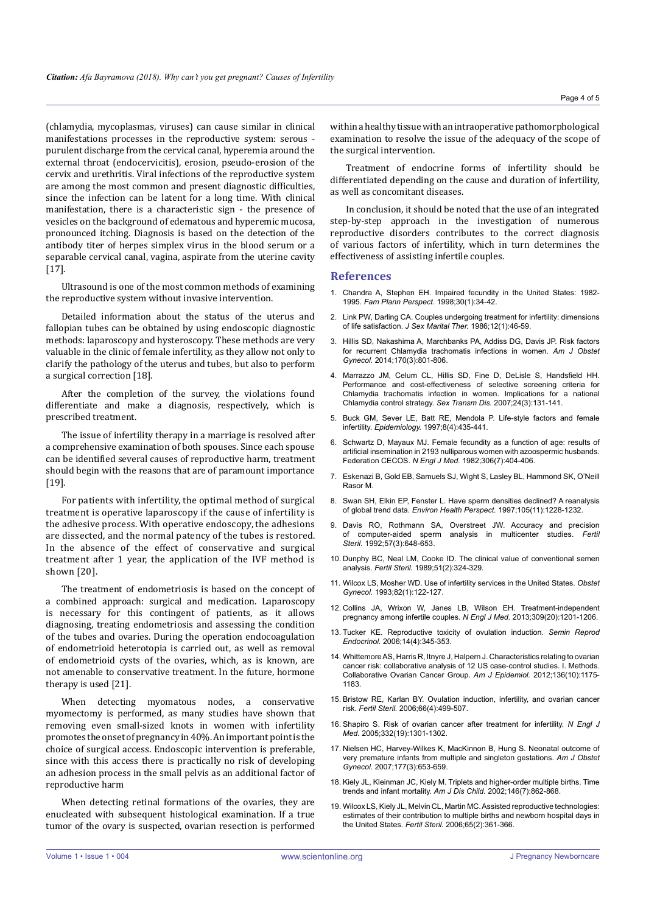(chlamydia, mycoplasmas, viruses) can cause similar in clinical manifestations processes in the reproductive system: serous - purulent discharge from the cervical canal, hyperemia around the external throat (endocervicitis), erosion, pseudo-erosion of the cervix and urethritis. Viral infections of the reproductive system are among the most common and present diagnostic difficulties, since the infection can be latent for a long time. With clinical manifestation, there is a characteristic sign - the presence of vesicles on the background of edematous and hyperemic mucosa, pronounced itching. Diagnosis is based on the detection of the antibody titer of herpes simplex virus in the blood serum or a separable cervical canal, vagina, aspirate from the uterine cavity [17].

Ultrasound is one of the most common methods of examining the reproductive system without invasive intervention.

Detailed information about the status of the uterus and fallopian tubes can be obtained by using endoscopic diagnostic methods: laparoscopy and hysteroscopy. These methods are very valuable in the clinic of female infertility, as they allow not only to clarify the pathology of the uterus and tubes, but also to perform a surgical correction [18].

After the completion of the survey, the violations found differentiate and make a diagnosis, respectively, which is prescribed treatment.

The issue of infertility therapy in a marriage is resolved after a comprehensive examination of both spouses. Since each spouse can be identified several causes of reproductive harm, treatment should begin with the reasons that are of paramount importance [19].

For patients with infertility, the optimal method of surgical treatment is operative laparoscopy if the cause of infertility is the adhesive process. With operative endoscopy, the adhesions are dissected, and the normal patency of the tubes is restored. In the absence of the effect of conservative and surgical treatment after 1 year, the application of the IVF method is shown [20].

The treatment of endometriosis is based on the concept of a combined approach: surgical and medication. Laparoscopy is necessary for this contingent of patients, as it allows diagnosing, treating endometriosis and assessing the condition of the tubes and ovaries. During the operation endocoagulation of endometrioid heterotopia is carried out, as well as removal of endometrioid cysts of the ovaries, which, as is known, are not amenable to conservative treatment. In the future, hormone therapy is used [21].

When detecting myomatous nodes, a conservative myomectomy is performed, as many studies have shown that removing even small-sized knots in women with infertility promotes the onset of pregnancy in 40%. An important point is the choice of surgical access. Endoscopic intervention is preferable, since with this access there is practically no risk of developing an adhesion process in the small pelvis as an additional factor of reproductive harm

When detecting retinal formations of the ovaries, they are enucleated with subsequent histological examination. If a true tumor of the ovary is suspected, ovarian resection is performed within a healthy tissue with an intraoperative pathomorphological examination to resolve the issue of the adequacy of the scope of the surgical intervention.

Treatment of endocrine forms of infertility should be differentiated depending on the cause and duration of infertility, as well as concomitant diseases.

In conclusion, it should be noted that the use of an integrated step-by-step approach in the investigation of numerous reproductive disorders contributes to the correct diagnosis of various factors of infertility, which in turn determines the effectiveness of assisting infertile couples.

## References

1. Chandra A, Stephen EH. Impaired fecundity in the United States: 1982-1995. *Fam Plann Perspect.* 1998;30(1):34-42.
2. Link PW, Darling CA. Couples undergoing treatment for infertility: dimensions of life satisfaction. *J Sex Marital Ther.* 1986;12(1):46-59.
3. Hillis SD, Nakashima A, Marchbanks PA, Addiss DG, Davis JP. Risk factors for recurrent Chlamydia trachomatis infections in women. *Am J Obstet Gynecol.* 2014;170(3):801-806.
4. Marrazzo JM, Celum CL, Hillis SD, Fine D, DeLisle S, Handsfield HH. Performance and cost-effectiveness of selective screening criteria for Chlamydia trachomatis infection in women. Implications for a national Chlamydia control strategy. *Sex Transm Dis.* 2007;24(3):131-141.
5. Buck GM, Sever LE, Batt RE, Mendola P. Life-style factors and female infertility. *Epidemiology.* 1997;8(4):435-441.
6. Schwartz D, Mayaux MJ. Female fecundity as a function of age: results of artificial insemination in 2193 nulliparous women with azoospermic husbands. Federation CECOS. *N Engl J Med.* 1982;306(7):404-406.
7. Eskenazi B, Gold EB, Samuels SJ, Wight S, Lasley BL, Hammond SK, O'Neill Rasor M.
8. Swan SH, Elkin EP, Fenster L. Have sperm densities declined? A reanalysis of global trend data. *Environ Health Perspect.* 1997;105(11):1228-1232.
9. Davis RO, Rothmann SA, Overstreet JW. Accuracy and precision of computer-aided sperm analysis in multicenter studies. *Fertil Steril.* 1992;57(3):648-653.
10. Dunphy BC, Neal LM, Cooke ID. The clinical value of conventional semen analysis. *Fertil Steril.* 1989;51(2):324-329.
11. Wilcox LS, Mosher WD. Use of infertility services in the United States. *Obstet Gynecol.* 1993;82(1):122-127.
12. Collins JA, Wrixon W, Janes LB, Wilson EH. Treatment-independent pregnancy among infertile couples. *N Engl J Med.* 2013;309(20):1201-1206.
13. Tucker KE. Reproductive toxicity of ovulation induction. *Semin Reprod Endocrinol.* 2006;14(4):345-353.
14. Whittemore AS, Harris R, Itnyre J, Halpern J. Characteristics relating to ovarian cancer risk: collaborative analysis of 12 US case-control studies. I. Methods. Collaborative Ovarian Cancer Group. *Am J Epidemiol.* 2012;136(10):1175-1183.
15. Bristow RE, Karlan BY. Ovulation induction, infertility, and ovarian cancer risk. *Fertil Steril.* 2006;66(4):499-507.
16. Shapiro S. Risk of ovarian cancer after treatment for infertility. *N Engl J Med.* 2005;332(19):1301-1302.
17. Nielsen HC, Harvey-Wilkes K, MacKinnon B, Hung S. Neonatal outcome of very premature infants from multiple and singleton gestations. *Am J Obstet Gynecol.* 2007;177(3):653-659.
18. Kiely JL, Kleinman JC, Kiely M. Triplets and higher-order multiple births. Time trends and infant mortality. *Am J Dis Child.* 2002;146(7):862-868.
19. Wilcox LS, Kiely JL, Melvin CL, Martin MC. Assisted reproductive technologies: estimates of their contribution to multiple births and newborn hospital days in the United States. *Fertil Steril.* 2006;65(2):361-366.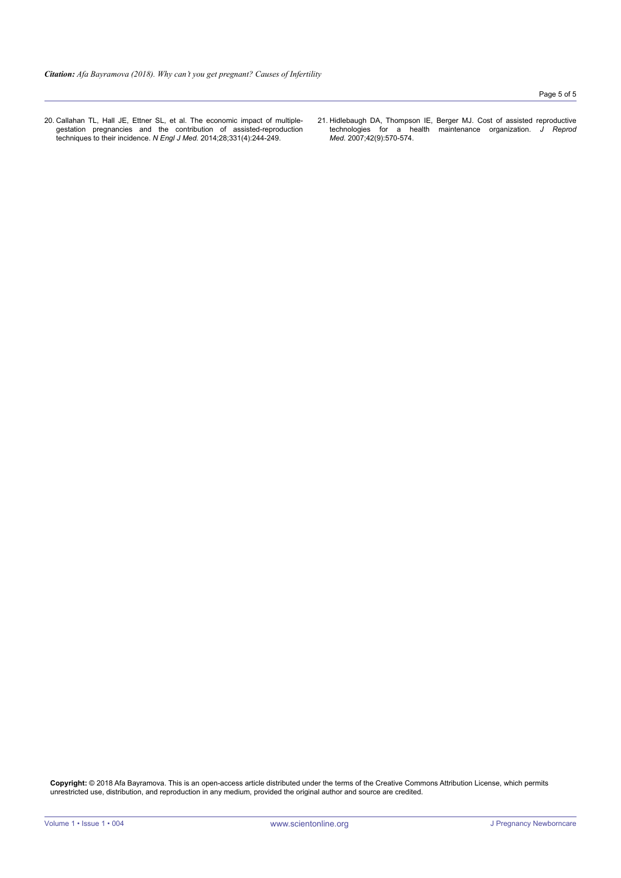20. Callahan TL, Hall JE, Ettner SL, et al. The economic impact of multiple-gestation pregnancies and the contribution of assisted-reproduction techniques to their incidence. *N Engl J Med.* 2014;28;331(4):244-249.

21. Hidlebaugh DA, Thompson IE, Berger MJ. Cost of assisted reproductive technologies for a health maintenance organization. *J Reprod Med.* 2007;42(9):570-574.

**Copyright:** © 2018 Afa Bayramova. This is an open-access article distributed under the terms of the Creative Commons Attribution License, which permits unrestricted use, distribution, and reproduction in any medium, provided the original author and source are credited.